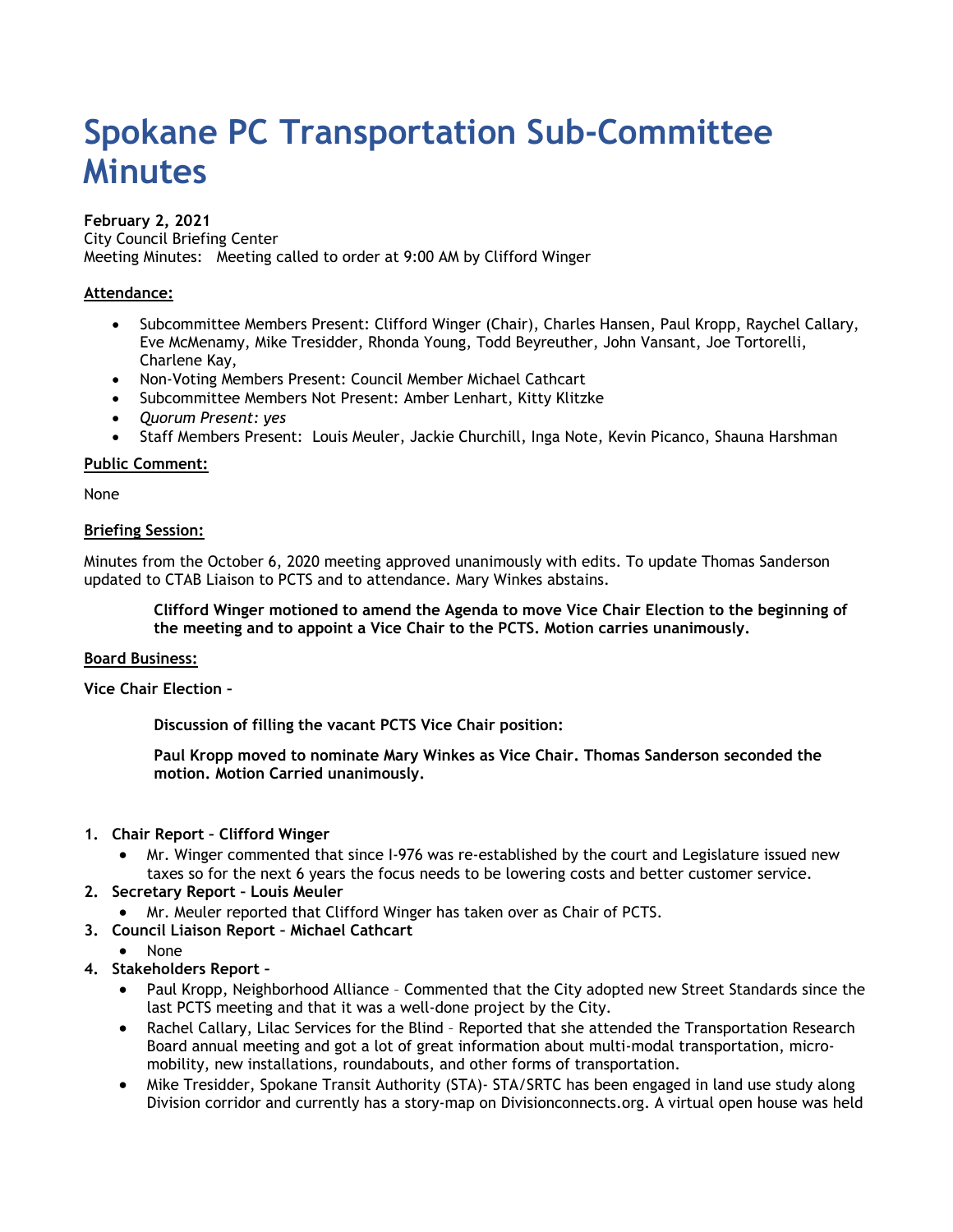# Spokane PC Transportation Sub-Committee Minutes

**February 2, 2021**
City Council Briefing Center
Meeting Minutes: Meeting called to order at 9:00 AM by Clifford Winger

**Attendance:**

- Subcommittee Members Present: Clifford Winger (Chair), Charles Hansen, Paul Kropp, Raychel Callary, Eve McMenamy, Mike Tresidder, Rhonda Young, Todd Beyreuther, John Vansant, Joe Tortorelli, Charlene Kay,
- Non-Voting Members Present: Council Member Michael Cathcart
- Subcommittee Members Not Present: Amber Lenhart, Kitty Klitzke
- *Quorum Present: yes*
- Staff Members Present: Louis Meuler, Jackie Churchill, Inga Note, Kevin Picanco, Shauna Harshman

**Public Comment:**

None

**Briefing Session:**

Minutes from the October 6, 2020 meeting approved unanimously with edits. To update Thomas Sanderson updated to CTAB Liaison to PCTS and to attendance. Mary Winkes abstains.

> **Clifford Winger motioned to amend the Agenda to move Vice Chair Election to the beginning of the meeting and to appoint a Vice Chair to the PCTS. Motion carries unanimously.**

**Board Business:**

**Vice Chair Election –**

> **Discussion of filling the vacant PCTS Vice Chair position:**
>
> **Paul Kropp moved to nominate Mary Winkes as Vice Chair. Thomas Sanderson seconded the motion. Motion Carried unanimously.**

1. **Chair Report – Clifford Winger**
   - Mr. Winger commented that since I-976 was re-established by the court and Legislature issued new taxes so for the next 6 years the focus needs to be lowering costs and better customer service.
2. **Secretary Report – Louis Meuler**
   - Mr. Meuler reported that Clifford Winger has taken over as Chair of PCTS.
3. **Council Liaison Report – Michael Cathcart**
   - None
4. **Stakeholders Report –**
   - Paul Kropp, Neighborhood Alliance – Commented that the City adopted new Street Standards since the last PCTS meeting and that it was a well-done project by the City.
   - Rachel Callary, Lilac Services for the Blind – Reported that she attended the Transportation Research Board annual meeting and got a lot of great information about multi-modal transportation, micro-mobility, new installations, roundabouts, and other forms of transportation.
   - Mike Tresidder, Spokane Transit Authority (STA)- STA/SRTC has been engaged in land use study along Division corridor and currently has a story-map on Divisionconnects.org. A virtual open house was held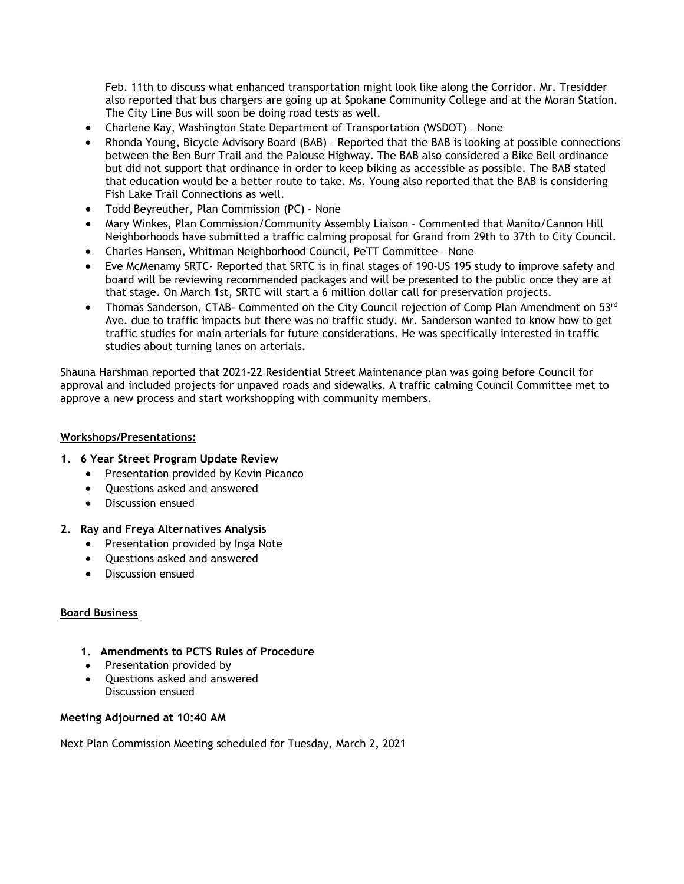Feb. 11th to discuss what enhanced transportation might look like along the Corridor. Mr. Tresidder also reported that bus chargers are going up at Spokane Community College and at the Moran Station. The City Line Bus will soon be doing road tests as well.

- Charlene Kay, Washington State Department of Transportation (WSDOT) – None
- Rhonda Young, Bicycle Advisory Board (BAB) – Reported that the BAB is looking at possible connections between the Ben Burr Trail and the Palouse Highway. The BAB also considered a Bike Bell ordinance but did not support that ordinance in order to keep biking as accessible as possible. The BAB stated that education would be a better route to take. Ms. Young also reported that the BAB is considering Fish Lake Trail Connections as well.
- Todd Beyreuther, Plan Commission (PC) – None
- Mary Winkes, Plan Commission/Community Assembly Liaison – Commented that Manito/Cannon Hill Neighborhoods have submitted a traffic calming proposal for Grand from 29th to 37th to City Council.
- Charles Hansen, Whitman Neighborhood Council, PeTT Committee – None
- Eve McMenamy SRTC- Reported that SRTC is in final stages of 190-US 195 study to improve safety and board will be reviewing recommended packages and will be presented to the public once they are at that stage. On March 1st, SRTC will start a 6 million dollar call for preservation projects.
- Thomas Sanderson, CTAB- Commented on the City Council rejection of Comp Plan Amendment on 53rd Ave. due to traffic impacts but there was no traffic study. Mr. Sanderson wanted to know how to get traffic studies for main arterials for future considerations. He was specifically interested in traffic studies about turning lanes on arterials.

Shauna Harshman reported that 2021-22 Residential Street Maintenance plan was going before Council for approval and included projects for unpaved roads and sidewalks. A traffic calming Council Committee met to approve a new process and start workshopping with community members.

## Workshops/Presentations:

1. **6 Year Street Program Update Review**
   - Presentation provided by Kevin Picanco
   - Questions asked and answered
   - Discussion ensued

2. **Ray and Freya Alternatives Analysis**
   - Presentation provided by Inga Note
   - Questions asked and answered
   - Discussion ensued

## Board Business

1. **Amendments to PCTS Rules of Procedure**
   - Presentation provided by
   - Questions asked and answered
     Discussion ensued

**Meeting Adjourned at 10:40 AM**

Next Plan Commission Meeting scheduled for Tuesday, March 2, 2021